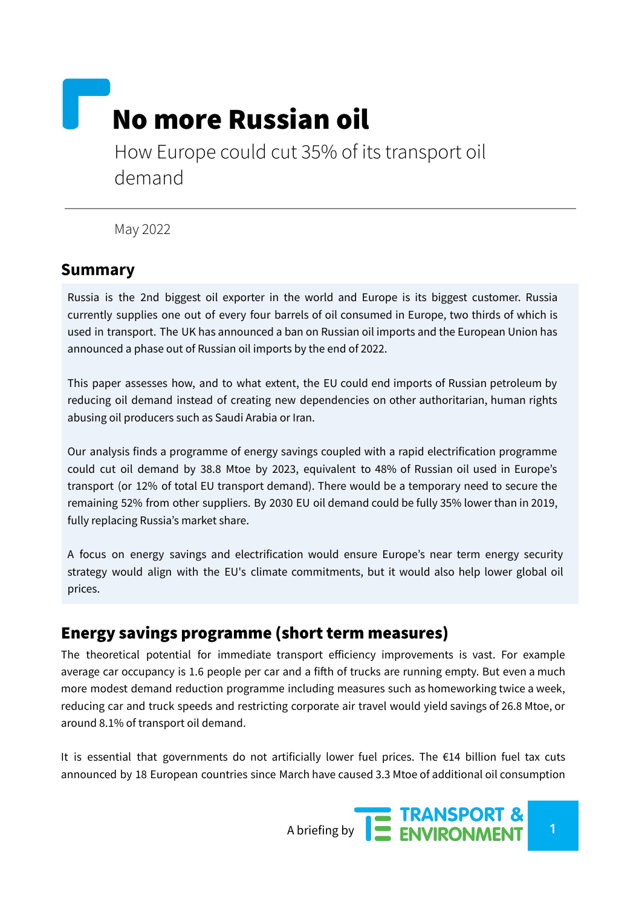# No more Russian oil

How Europe could cut 35% of its transport oil demand

May 2022

## Summary

Russia is the 2nd biggest oil exporter in the world and Europe is its biggest customer. Russia currently supplies one out of every four barrels of oil consumed in Europe, two thirds of which is used in transport. The UK has announced a ban on Russian oil imports and the European Union has announced a phase out of Russian oil imports by the end of 2022.

This paper assesses how, and to what extent, the EU could end imports of Russian petroleum by reducing oil demand instead of creating new dependencies on other authoritarian, human rights abusing oil producers such as Saudi Arabia or Iran.

Our analysis finds a programme of energy savings coupled with a rapid electrification programme could cut oil demand by 38.8 Mtoe by 2023, equivalent to 48% of Russian oil used in Europe's transport (or 12% of total EU transport demand). There would be a temporary need to secure the remaining 52% from other suppliers. By 2030 EU oil demand could be fully 35% lower than in 2019, fully replacing Russia's market share.

A focus on energy savings and electrification would ensure Europe's near term energy security strategy would align with the EU's climate commitments, but it would also help lower global oil prices.

## Energy savings programme (short term measures)

The theoretical potential for immediate transport efficiency improvements is vast. For example average car occupancy is 1.6 people per car and a fifth of trucks are running empty. But even a much more modest demand reduction programme including measures such as homeworking twice a week, reducing car and truck speeds and restricting corporate air travel would yield savings of 26.8 Mtoe, or around 8.1% of transport oil demand.

It is essential that governments do not artificially lower fuel prices. The €14 billion fuel tax cuts announced by 18 European countries since March have caused 3.3 Mtoe of additional oil consumption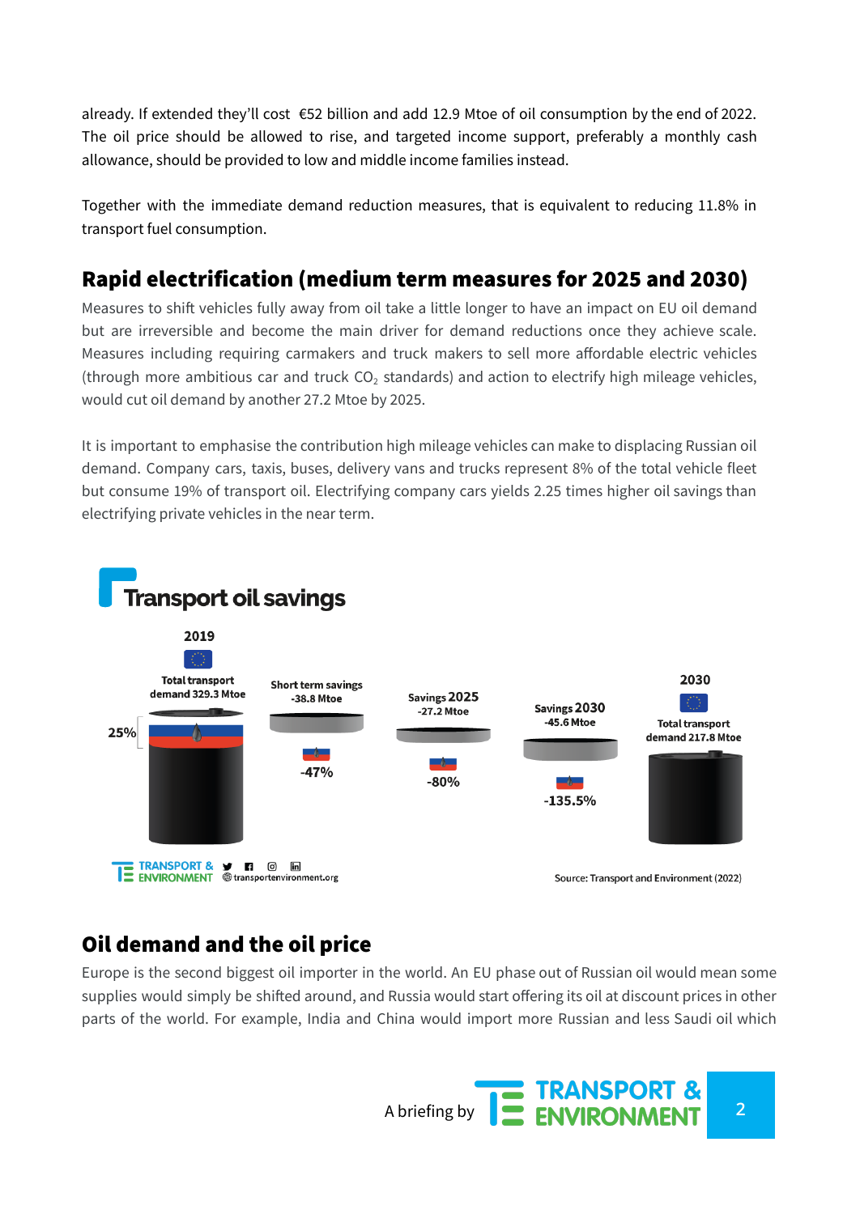already. If extended they'll cost €52 billion and add 12.9 Mtoe of oil consumption by the end of 2022. The oil price should be allowed to rise, and targeted income support, preferably a monthly cash allowance, should be provided to low and middle income families instead.

Together with the immediate demand reduction measures, that is equivalent to reducing 11.8% in transport fuel consumption.

## Rapid electrification (medium term measures for 2025 and 2030)

Measures to shift vehicles fully away from oil take a little longer to have an impact on EU oil demand but are irreversible and become the main driver for demand reductions once they achieve scale. Measures including requiring carmakers and truck makers to sell more affordable electric vehicles (through more ambitious car and truck $CO_2$ standards) and action to electrify high mileage vehicles, would cut oil demand by another 27.2 Mtoe by 2025.

It is important to emphasise the contribution high mileage vehicles can make to displacing Russian oil demand. Company cars, taxis, buses, delivery vans and trucks represent 8% of the total vehicle fleet but consume 19% of transport oil. Electrifying company cars yields 2.25 times higher oil savings than electrifying private vehicles in the near term.

**Transport oil savings**

| | 2019 Total transport demand | Short term savings | Savings 2025 | Savings 2030 | 2030 Total transport demand |
|---|---|---|---|---|---|
| Mtoe | 329.3 Mtoe | -38.8 Mtoe | -27.2 Mtoe | -45.6 Mtoe | 217.8 Mtoe |
| Russian share | 25% | -47% | -80% | -135.5% | |

Source: Transport and Environment (2022)

## Oil demand and the oil price

Europe is the second biggest oil importer in the world. An EU phase out of Russian oil would mean some supplies would simply be shifted around, and Russia would start offering its oil at discount prices in other parts of the world. For example, India and China would import more Russian and less Saudi oil which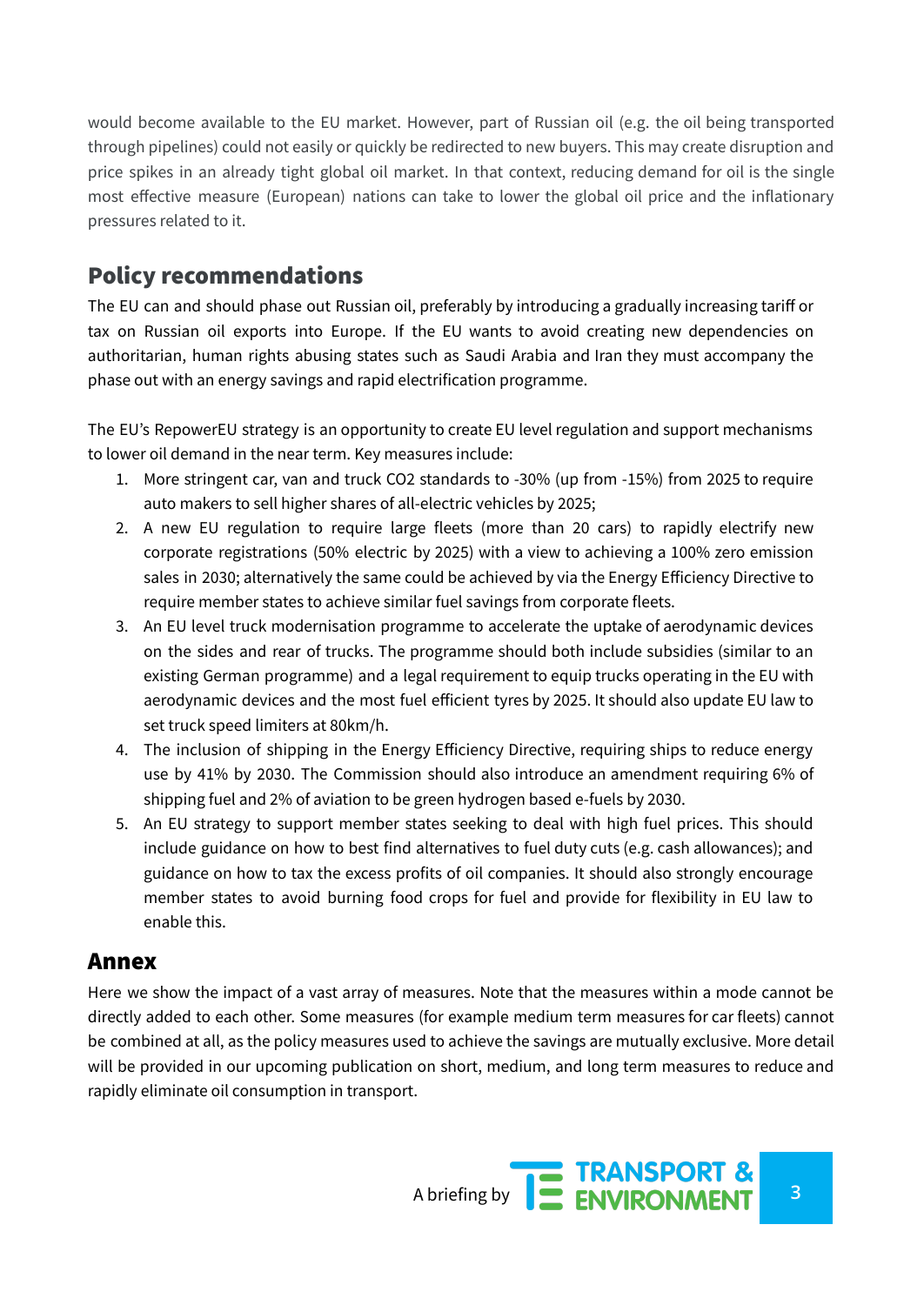would become available to the EU market. However, part of Russian oil (e.g. the oil being transported through pipelines) could not easily or quickly be redirected to new buyers. This may create disruption and price spikes in an already tight global oil market. In that context, reducing demand for oil is the single most effective measure (European) nations can take to lower the global oil price and the inflationary pressures related to it.

## Policy recommendations

The EU can and should phase out Russian oil, preferably by introducing a gradually increasing tariff or tax on Russian oil exports into Europe. If the EU wants to avoid creating new dependencies on authoritarian, human rights abusing states such as Saudi Arabia and Iran they must accompany the phase out with an energy savings and rapid electrification programme.

The EU's RepowerEU strategy is an opportunity to create EU level regulation and support mechanisms to lower oil demand in the near term. Key measures include:

1. More stringent car, van and truck CO2 standards to -30% (up from -15%) from 2025 to require auto makers to sell higher shares of all-electric vehicles by 2025;
2. A new EU regulation to require large fleets (more than 20 cars) to rapidly electrify new corporate registrations (50% electric by 2025) with a view to achieving a 100% zero emission sales in 2030; alternatively the same could be achieved by via the Energy Efficiency Directive to require member states to achieve similar fuel savings from corporate fleets.
3. An EU level truck modernisation programme to accelerate the uptake of aerodynamic devices on the sides and rear of trucks. The programme should both include subsidies (similar to an existing German programme) and a legal requirement to equip trucks operating in the EU with aerodynamic devices and the most fuel efficient tyres by 2025. It should also update EU law to set truck speed limiters at 80km/h.
4. The inclusion of shipping in the Energy Efficiency Directive, requiring ships to reduce energy use by 41% by 2030. The Commission should also introduce an amendment requiring 6% of shipping fuel and 2% of aviation to be green hydrogen based e-fuels by 2030.
5. An EU strategy to support member states seeking to deal with high fuel prices. This should include guidance on how to best find alternatives to fuel duty cuts (e.g. cash allowances); and guidance on how to tax the excess profits of oil companies. It should also strongly encourage member states to avoid burning food crops for fuel and provide for flexibility in EU law to enable this.

## Annex

Here we show the impact of a vast array of measures. Note that the measures within a mode cannot be directly added to each other. Some measures (for example medium term measures for car fleets) cannot be combined at all, as the policy measures used to achieve the savings are mutually exclusive. More detail will be provided in our upcoming publication on short, medium, and long term measures to reduce and rapidly eliminate oil consumption in transport.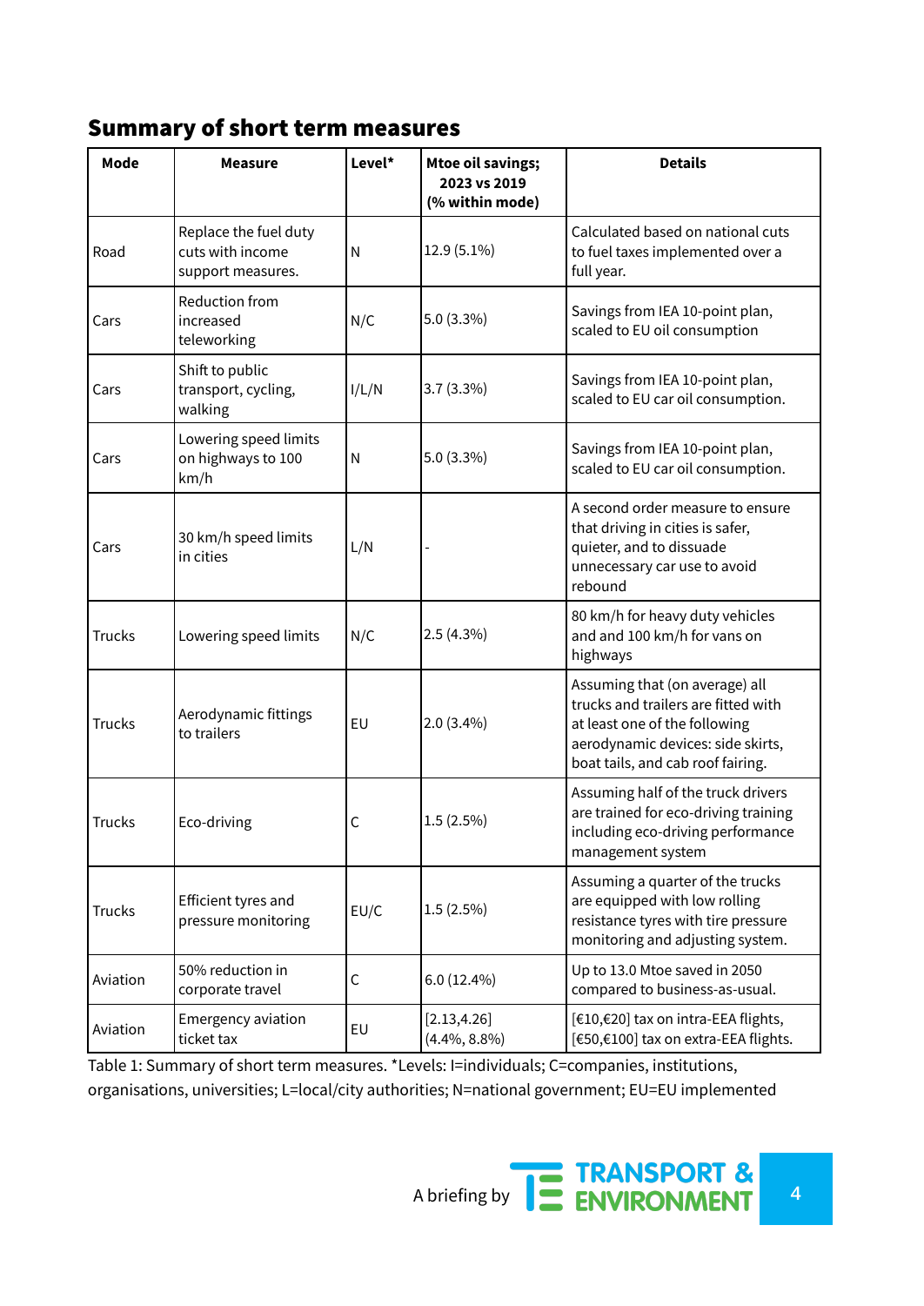## Summary of short term measures

| Mode | Measure | Level* | Mtoe oil savings; 2023 vs 2019 (% within mode) | Details |
|---|---|---|---|---|
| Road | Replace the fuel duty cuts with income support measures. | N | 12.9 (5.1%) | Calculated based on national cuts to fuel taxes implemented over a full year. |
| Cars | Reduction from increased teleworking | N/C | 5.0 (3.3%) | Savings from IEA 10-point plan, scaled to EU oil consumption |
| Cars | Shift to public transport, cycling, walking | I/L/N | 3.7 (3.3%) | Savings from IEA 10-point plan, scaled to EU car oil consumption. |
| Cars | Lowering speed limits on highways to 100 km/h | N | 5.0 (3.3%) | Savings from IEA 10-point plan, scaled to EU car oil consumption. |
| Cars | 30 km/h speed limits in cities | L/N | - | A second order measure to ensure that driving in cities is safer, quieter, and to dissuade unnecessary car use to avoid rebound |
| Trucks | Lowering speed limits | N/C | 2.5 (4.3%) | 80 km/h for heavy duty vehicles and and 100 km/h for vans on highways |
| Trucks | Aerodynamic fittings to trailers | EU | 2.0 (3.4%) | Assuming that (on average) all trucks and trailers are fitted with at least one of the following aerodynamic devices: side skirts, boat tails, and cab roof fairing. |
| Trucks | Eco-driving | C | 1.5 (2.5%) | Assuming half of the truck drivers are trained for eco-driving training including eco-driving performance management system |
| Trucks | Efficient tyres and pressure monitoring | EU/C | 1.5 (2.5%) | Assuming a quarter of the trucks are equipped with low rolling resistance tyres with tire pressure monitoring and adjusting system. |
| Aviation | 50% reduction in corporate travel | C | 6.0 (12.4%) | Up to 13.0 Mtoe saved in 2050 compared to business-as-usual. |
| Aviation | Emergency aviation ticket tax | EU | [2.13,4.26] (4.4%, 8.8%) | [€10,€20] tax on intra-EEA flights, [€50,€100] tax on extra-EEA flights. |

Table 1: Summary of short term measures. *Levels: I=individuals; C=companies, institutions, organisations, universities; L=local/city authorities; N=national government; EU=EU implemented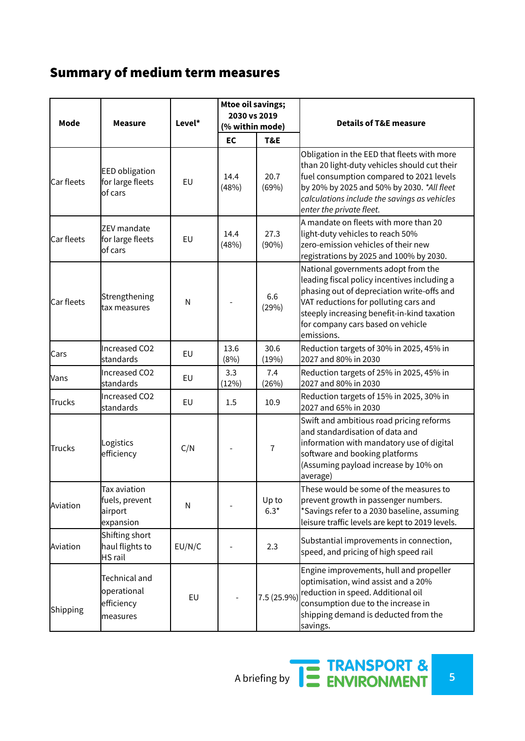## Summary of medium term measures

| Mode | Measure | Level* | Mtoe oil savings; 2030 vs 2019 (% within mode) | | Details of T&E measure |
|---|---|---|---|---|---|
| | | | EC | T&E | |
| Car fleets | EED obligation for large fleets of cars | EU | 14.4 (48%) | 20.7 (69%) | Obligation in the EED that fleets with more than 20 light-duty vehicles should cut their fuel consumption compared to 2021 levels by 20% by 2025 and 50% by 2030. *All fleet calculations include the savings as vehicles enter the private fleet.* |
| Car fleets | ZEV mandate for large fleets of cars | EU | 14.4 (48%) | 27.3 (90%) | A mandate on fleets with more than 20 light-duty vehicles to reach 50% zero-emission vehicles of their new registrations by 2025 and 100% by 2030. |
| Car fleets | Strengthening tax measures | N | - | 6.6 (29%) | National governments adopt from the leading fiscal policy incentives including a phasing out of depreciation write-offs and VAT reductions for polluting cars and steeply increasing benefit-in-kind taxation for company cars based on vehicle emissions. |
| Cars | Increased CO2 standards | EU | 13.6 (8%) | 30.6 (19%) | Reduction targets of 30% in 2025, 45% in 2027 and 80% in 2030 |
| Vans | Increased CO2 standards | EU | 3.3 (12%) | 7.4 (26%) | Reduction targets of 25% in 2025, 45% in 2027 and 80% in 2030 |
| Trucks | Increased CO2 standards | EU | 1.5 | 10.9 | Reduction targets of 15% in 2025, 30% in 2027 and 65% in 2030 |
| Trucks | Logistics efficiency | C/N | - | 7 | Swift and ambitious road pricing reforms and standardisation of data and information with mandatory use of digital software and booking platforms (Assuming payload increase by 10% on average) |
| Aviation | Tax aviation fuels, prevent airport expansion | N | - | Up to 6.3* | These would be some of the measures to prevent growth in passenger numbers. *Savings refer to a 2030 baseline, assuming leisure traffic levels are kept to 2019 levels. |
| Aviation | Shifting short haul flights to HS rail | EU/N/C | - | 2.3 | Substantial improvements in connection, speed, and pricing of high speed rail |
| Shipping | Technical and operational efficiency measures | EU | - | 7.5 (25.9%) | Engine improvements, hull and propeller optimisation, wind assist and a 20% reduction in speed. Additional oil consumption due to the increase in shipping demand is deducted from the savings. |

A briefing by TRANSPORT & ENVIRONMENT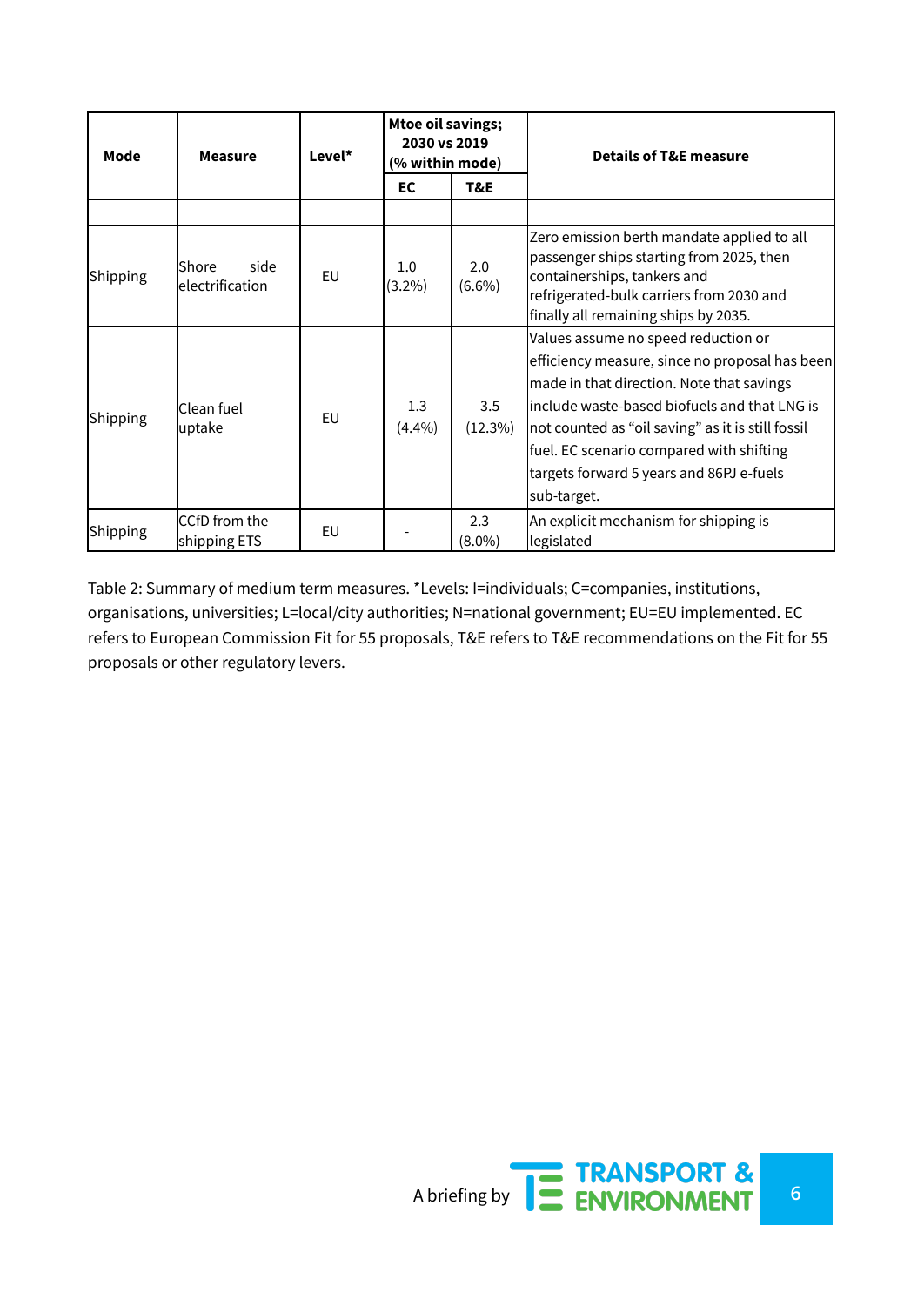| Mode | Measure | Level* | Mtoe oil savings; 2030 vs 2019 (% within mode) | | Details of T&E measure |
|---|---|---|---|---|---|
| | | | EC | T&E | |
| | | | | | |
| Shipping | Shore side electrification | EU | 1.0 (3.2%) | 2.0 (6.6%) | Zero emission berth mandate applied to all passenger ships starting from 2025, then containerships, tankers and refrigerated-bulk carriers from 2030 and finally all remaining ships by 2035. |
| Shipping | Clean fuel uptake | EU | 1.3 (4.4%) | 3.5 (12.3%) | Values assume no speed reduction or efficiency measure, since no proposal has been made in that direction. Note that savings include waste-based biofuels and that LNG is not counted as "oil saving" as it is still fossil fuel. EC scenario compared with shifting targets forward 5 years and 86PJ e-fuels sub-target. |
| Shipping | CCfD from the shipping ETS | EU | - | 2.3 (8.0%) | An explicit mechanism for shipping is legislated |

Table 2: Summary of medium term measures. *Levels: I=individuals; C=companies, institutions, organisations, universities; L=local/city authorities; N=national government; EU=EU implemented. EC refers to European Commission Fit for 55 proposals, T&E refers to T&E recommendations on the Fit for 55 proposals or other regulatory levers.